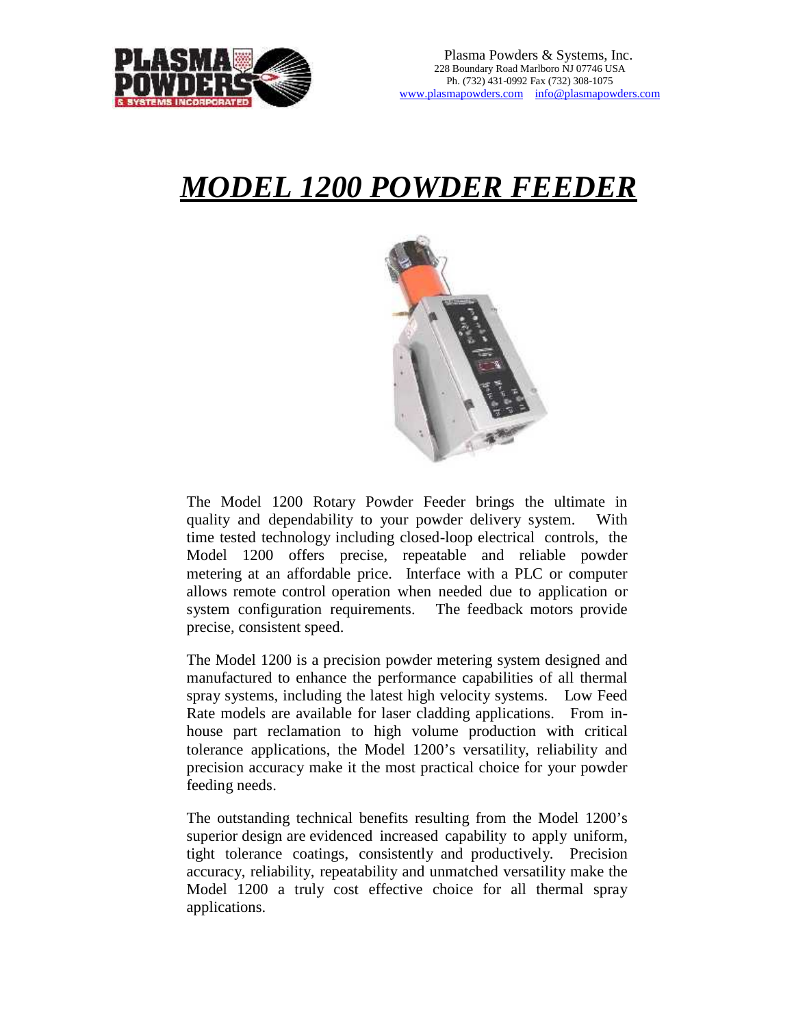Plasma Powders & Systems, Inc.
228 Boundary Road Marlboro NJ 07746 USA
Ph. (732) 431-0992 Fax (732) 308-1075
www.plasmapowders.com info@plasmapowders.com

# *MODEL 1200 POWDER FEEDER*

The Model 1200 Rotary Powder Feeder brings the ultimate in quality and dependability to your powder delivery system. With time tested technology including closed-loop electrical controls, the Model 1200 offers precise, repeatable and reliable powder metering at an affordable price. Interface with a PLC or computer allows remote control operation when needed due to application or system configuration requirements. The feedback motors provide precise, consistent speed.

The Model 1200 is a precision powder metering system designed and manufactured to enhance the performance capabilities of all thermal spray systems, including the latest high velocity systems. Low Feed Rate models are available for laser cladding applications. From in-house part reclamation to high volume production with critical tolerance applications, the Model 1200's versatility, reliability and precision accuracy make it the most practical choice for your powder feeding needs.

The outstanding technical benefits resulting from the Model 1200's superior design are evidenced increased capability to apply uniform, tight tolerance coatings, consistently and productively. Precision accuracy, reliability, repeatability and unmatched versatility make the Model 1200 a truly cost effective choice for all thermal spray applications.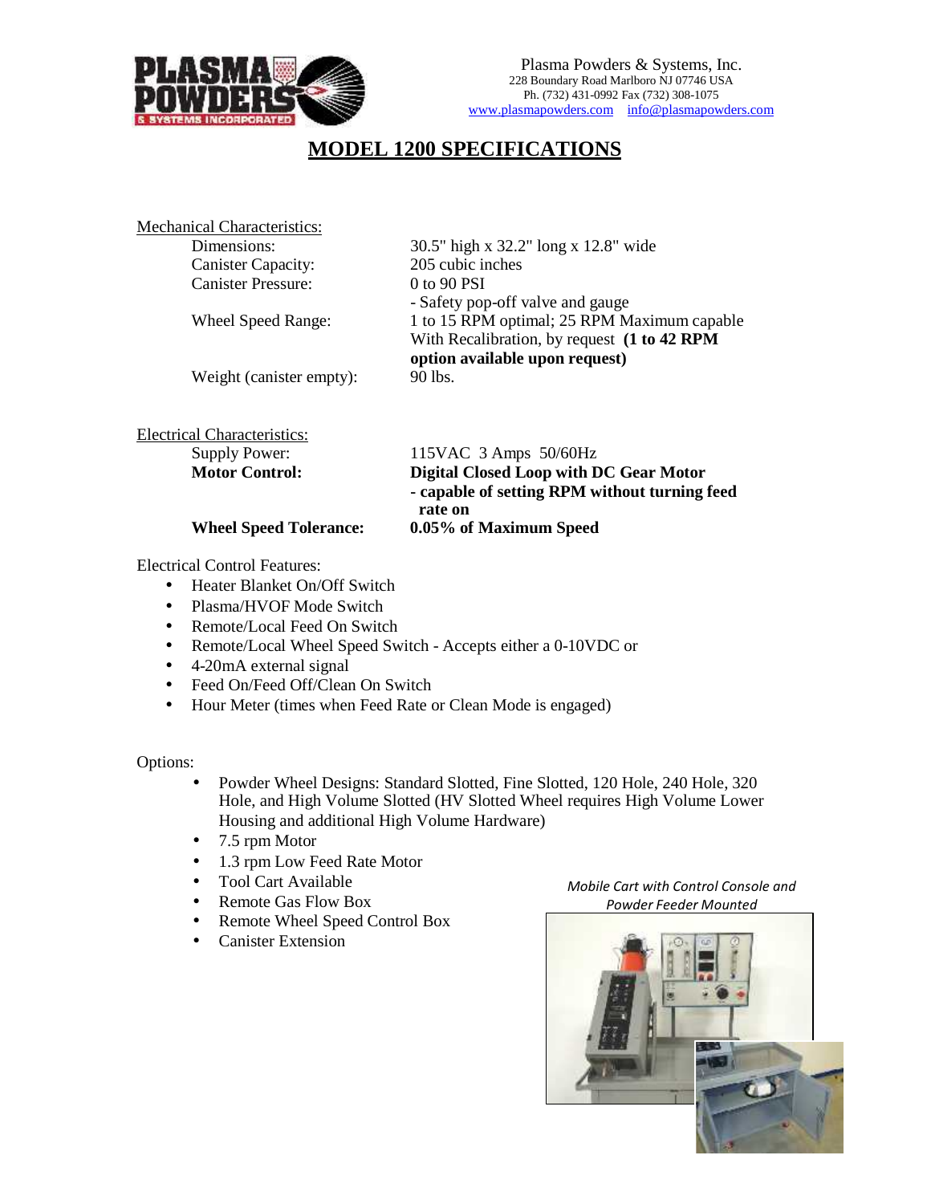Plasma Powders & Systems, Inc.
228 Boundary Road Marlboro NJ 07746 USA
Ph. (732) 431-0992 Fax (732) 308-1075
www.plasmapowders.com info@plasmapowders.com

# MODEL 1200 SPECIFICATIONS

Mechanical Characteristics:

| | |
|---|---|
| Dimensions: | 30.5" high x 32.2" long x 12.8" wide |
| Canister Capacity: | 205 cubic inches |
| Canister Pressure: | 0 to 90 PSI<br>- Safety pop-off valve and gauge |
| Wheel Speed Range: | 1 to 15 RPM optimal; 25 RPM Maximum capable With Recalibration, by request **(1 to 42 RPM option available upon request)** |
| Weight (canister empty): | 90 lbs. |

Electrical Characteristics:

| | |
|---|---|
| Supply Power: | 115VAC 3 Amps 50/60Hz |
| **Motor Control:** | **Digital Closed Loop with DC Gear Motor**<br>**- capable of setting RPM without turning feed rate on** |
| **Wheel Speed Tolerance:** | **0.05% of Maximum Speed** |

Electrical Control Features:

- Heater Blanket On/Off Switch
- Plasma/HVOF Mode Switch
- Remote/Local Feed On Switch
- Remote/Local Wheel Speed Switch - Accepts either a 0-10VDC or
- 4-20mA external signal
- Feed On/Feed Off/Clean On Switch
- Hour Meter (times when Feed Rate or Clean Mode is engaged)

Options:

- Powder Wheel Designs: Standard Slotted, Fine Slotted, 120 Hole, 240 Hole, 320 Hole, and High Volume Slotted (HV Slotted Wheel requires High Volume Lower Housing and additional High Volume Hardware)
- 7.5 rpm Motor
- 1.3 rpm Low Feed Rate Motor
- Tool Cart Available
- Remote Gas Flow Box
- Remote Wheel Speed Control Box
- Canister Extension

*Mobile Cart with Control Console and Powder Feeder Mounted*